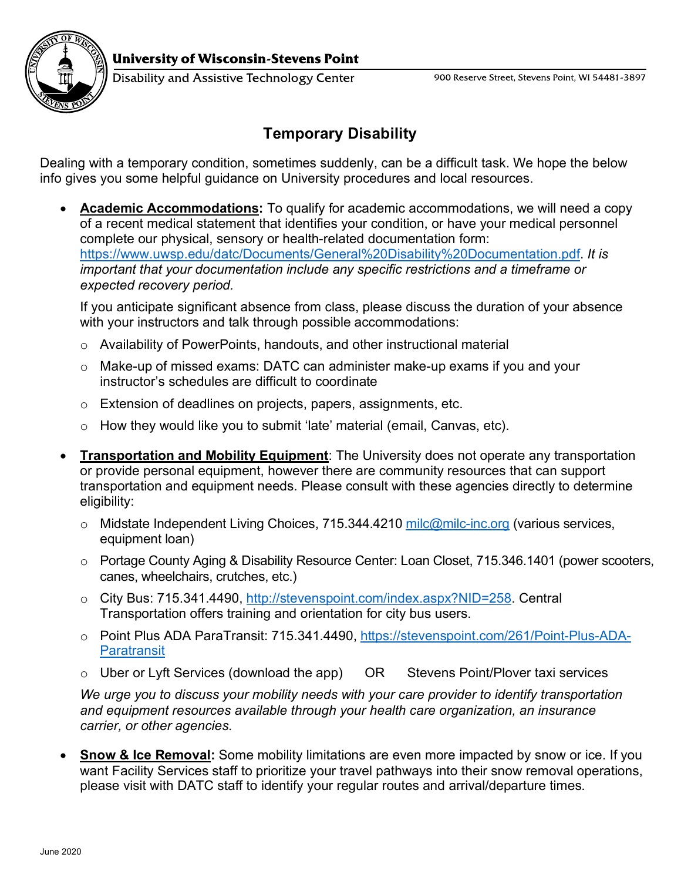University of Wisconsin-Stevens Point

Disability and Assistive Technology Center

900 Reserve Street, Stevens Point, WI 54481-3897

# Temporary Disability

Dealing with a temporary condition, sometimes suddenly, can be a difficult task. We hope the below info gives you some helpful guidance on University procedures and local resources.

- **Academic Accommodations:** To qualify for academic accommodations, we will need a copy of a recent medical statement that identifies your condition, or have your medical personnel complete our physical, sensory or health-related documentation form: https://www.uwsp.edu/datc/Documents/General%20Disability%20Documentation.pdf. *It is important that your documentation include any specific restrictions and a timeframe or expected recovery period.*

  If you anticipate significant absence from class, please discuss the duration of your absence with your instructors and talk through possible accommodations:

  - Availability of PowerPoints, handouts, and other instructional material
  - Make-up of missed exams: DATC can administer make-up exams if you and your instructor's schedules are difficult to coordinate
  - Extension of deadlines on projects, papers, assignments, etc.
  - How they would like you to submit 'late' material (email, Canvas, etc).

- **Transportation and Mobility Equipment**: The University does not operate any transportation or provide personal equipment, however there are community resources that can support transportation and equipment needs. Please consult with these agencies directly to determine eligibility:

  - Midstate Independent Living Choices, 715.344.4210 milc@milc-inc.org (various services, equipment loan)
  - Portage County Aging & Disability Resource Center: Loan Closet, 715.346.1401 (power scooters, canes, wheelchairs, crutches, etc.)
  - City Bus: 715.341.4490, http://stevenspoint.com/index.aspx?NID=258. Central Transportation offers training and orientation for city bus users.
  - Point Plus ADA ParaTransit: 715.341.4490, https://stevenspoint.com/261/Point-Plus-ADA-Paratransit
  - Uber or Lyft Services (download the app) OR Stevens Point/Plover taxi services

  *We urge you to discuss your mobility needs with your care provider to identify transportation and equipment resources available through your health care organization, an insurance carrier, or other agencies.*

- **Snow & Ice Removal:** Some mobility limitations are even more impacted by snow or ice. If you want Facility Services staff to prioritize your travel pathways into their snow removal operations, please visit with DATC staff to identify your regular routes and arrival/departure times.

June 2020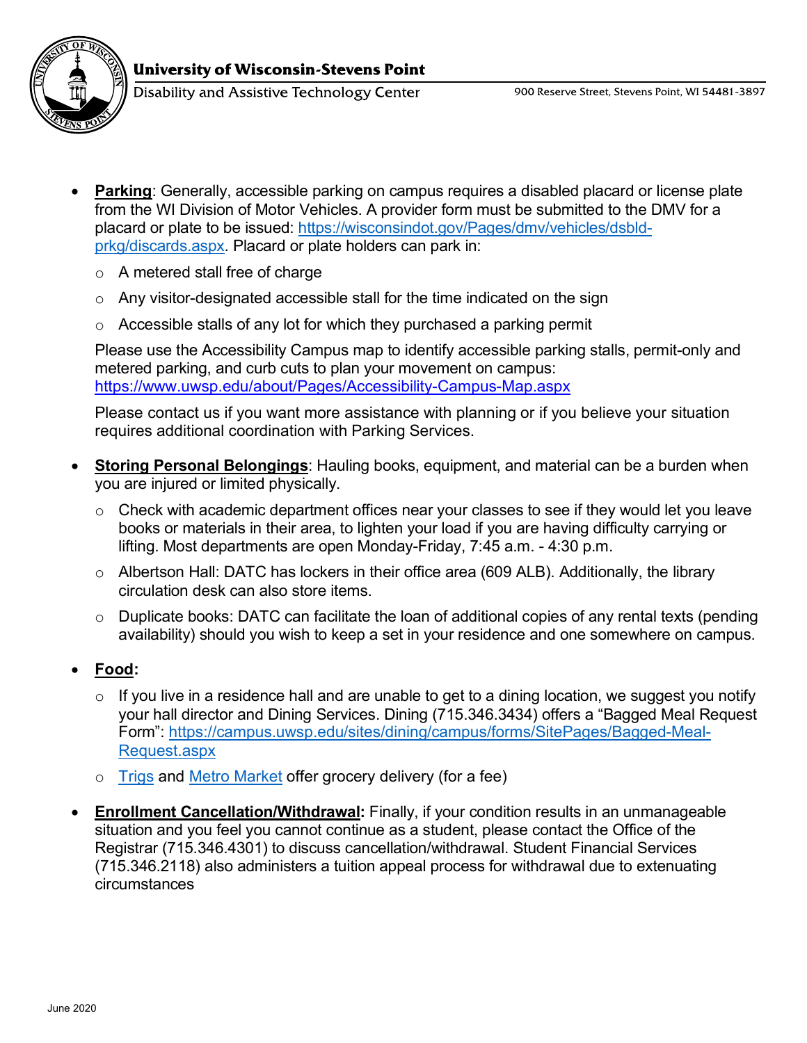- **Parking**: Generally, accessible parking on campus requires a disabled placard or license plate from the WI Division of Motor Vehicles. A provider form must be submitted to the DMV for a placard or plate to be issued: [https://wisconsindot.gov/Pages/dmv/vehicles/dsbld-prkg/discards.aspx](https://wisconsindot.gov/Pages/dmv/vehicles/dsbld-prkg/discards.aspx). Placard or plate holders can park in:
  - A metered stall free of charge
  - Any visitor-designated accessible stall for the time indicated on the sign
  - Accessible stalls of any lot for which they purchased a parking permit

  Please use the Accessibility Campus map to identify accessible parking stalls, permit-only and metered parking, and curb cuts to plan your movement on campus: [https://www.uwsp.edu/about/Pages/Accessibility-Campus-Map.aspx](https://www.uwsp.edu/about/Pages/Accessibility-Campus-Map.aspx)

  Please contact us if you want more assistance with planning or if you believe your situation requires additional coordination with Parking Services.

- **Storing Personal Belongings**: Hauling books, equipment, and material can be a burden when you are injured or limited physically.
  - Check with academic department offices near your classes to see if they would let you leave books or materials in their area, to lighten your load if you are having difficulty carrying or lifting. Most departments are open Monday-Friday, 7:45 a.m. - 4:30 p.m.
  - Albertson Hall: DATC has lockers in their office area (609 ALB). Additionally, the library circulation desk can also store items.
  - Duplicate books: DATC can facilitate the loan of additional copies of any rental texts (pending availability) should you wish to keep a set in your residence and one somewhere on campus.

- **Food:**
  - If you live in a residence hall and are unable to get to a dining location, we suggest you notify your hall director and Dining Services. Dining (715.346.3434) offers a "Bagged Meal Request Form": [https://campus.uwsp.edu/sites/dining/campus/forms/SitePages/Bagged-Meal-Request.aspx](https://campus.uwsp.edu/sites/dining/campus/forms/SitePages/Bagged-Meal-Request.aspx)
  - Trigs and Metro Market offer grocery delivery (for a fee)

- **Enrollment Cancellation/Withdrawal:** Finally, if your condition results in an unmanageable situation and you feel you cannot continue as a student, please contact the Office of the Registrar (715.346.4301) to discuss cancellation/withdrawal. Student Financial Services (715.346.2118) also administers a tuition appeal process for withdrawal due to extenuating circumstances

June 2020